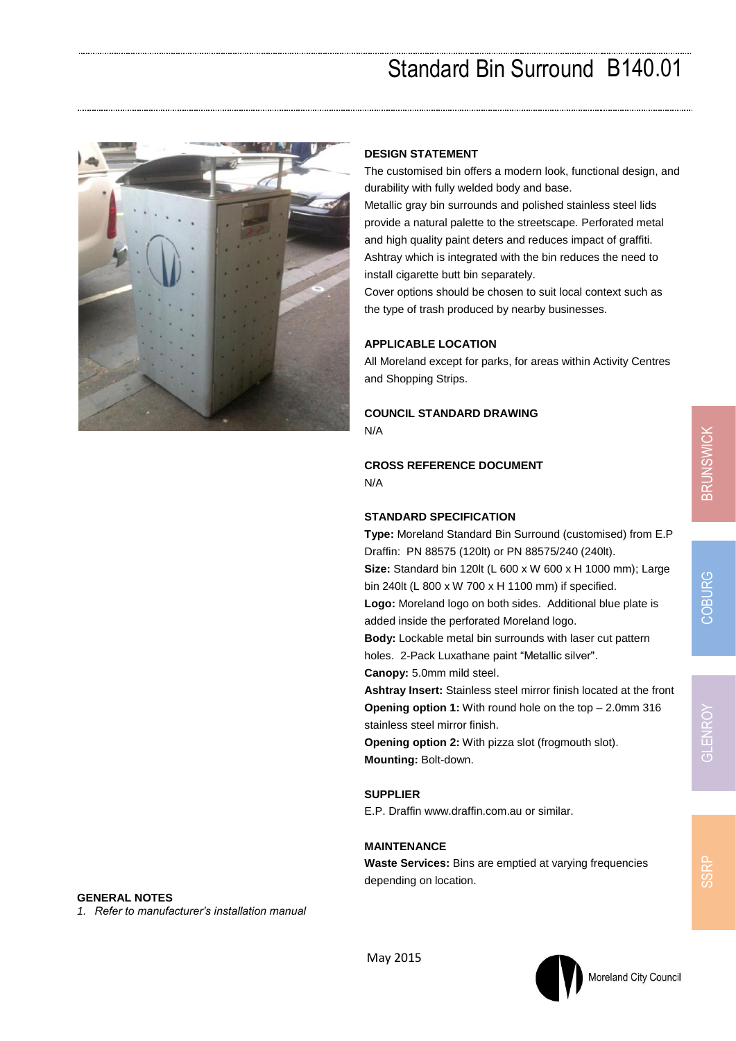# Standard Bin Surround B140.01

## DESIGN STATEMENT

The customised bin offers a modern look, functional design, and durability with fully welded body and base.

Metallic gray bin surrounds and polished stainless steel lids provide a natural palette to the streetscape. Perforated metal and high quality paint deters and reduces impact of graffiti.

Ashtray which is integrated with the bin reduces the need to install cigarette butt bin separately.

Cover options should be chosen to suit local context such as the type of trash produced by nearby businesses.

## APPLICABLE LOCATION

All Moreland except for parks, for areas within Activity Centres and Shopping Strips.

## COUNCIL STANDARD DRAWING

N/A

## CROSS REFERENCE DOCUMENT

N/A

## STANDARD SPECIFICATION

**Type:** Moreland Standard Bin Surround (customised) from E.P Draffin: PN 88575 (120lt) or PN 88575/240 (240lt).

**Size:** Standard bin 120lt (L 600 x W 600 x H 1000 mm); Large bin 240lt (L 800 x W 700 x H 1100 mm) if specified.

**Logo:** Moreland logo on both sides. Additional blue plate is added inside the perforated Moreland logo.

**Body:** Lockable metal bin surrounds with laser cut pattern holes. 2-Pack Luxathane paint "Metallic silver".

**Canopy:** 5.0mm mild steel.

**Ashtray Insert:** Stainless steel mirror finish located at the front

**Opening option 1:** With round hole on the top – 2.0mm 316 stainless steel mirror finish.

**Opening option 2:** With pizza slot (frogmouth slot).

**Mounting:** Bolt-down.

## SUPPLIER

E.P. Draffin www.draffin.com.au or similar.

## MAINTENANCE

**Waste Services:** Bins are emptied at varying frequencies depending on location.

## GENERAL NOTES

1. *Refer to manufacturer's installation manual*

May 2015

Moreland City Council

BRUNSWICK

COBURG

GLENROY

SSRP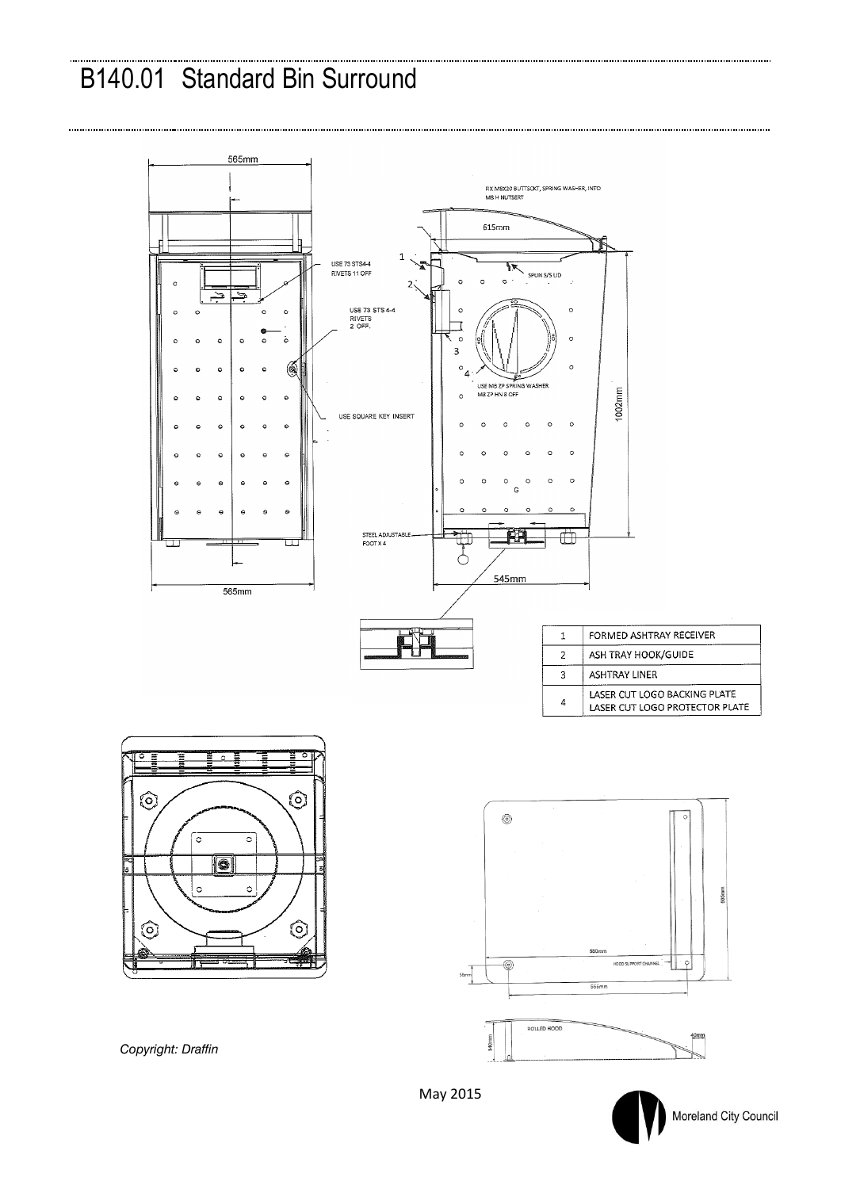# B140.01 Standard Bin Surround

565mm

FIX M8X20 BUTTSCKT, SPRING WASHER, INTO M8 H NUTSERT

615mm

USE 73 STS4-4 RIVETS 11 OFF

SPUN S/S LID

USE 73 ST'S 4-4 RIVETS 2 OFF.

USE M8 ZP SPRING WASHER M8 ZP HN 8 OFF

1002mm

USE SQUARE KEY INSERT

STEEL ADJUSTABLE FOOT X 4

545mm

565mm

| | |
|---|---|
| 1 | FORMED ASHTRAY RECEIVER |
| 2 | ASH TRAY HOOK/GUIDE |
| 3 | ASHTRAY LINER |
| 4 | LASER CUT LOGO BACKING PLATE<br>LASER CUT LOGO PROTECTOR PLATE |

880mm

HOOD SUPPORT CHANNEL

566mm

ROLLED HOOD

40mm

*Copyright: Draffin*

May 2015

Moreland City Council